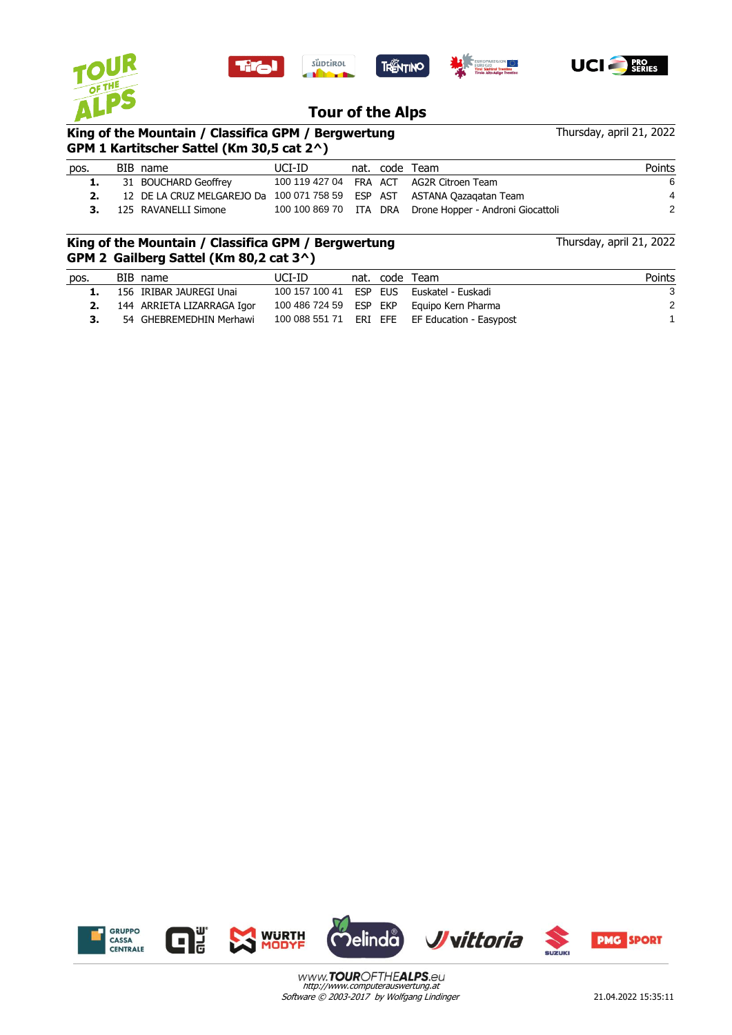# Tour of the Alps

## King of the Mountain / Classifica GPM / Bergwertung

Thursday, april 21, 2022

### GPM 1 Kartitscher Sattel (Km 30,5 cat 2^)

| pos. | BIB | name | UCI-ID | nat. | code | Team | Points |
|---|---|---|---|---|---|---|---|
| **1.** | 31 | BOUCHARD Geoffrey | 100 119 427 04 | FRA | ACT | AG2R Citroen Team | 6 |
| **2.** | 12 | DE LA CRUZ MELGAREJO Da | 100 071 758 59 | ESP | AST | ASTANA Qazaqatan Team | 4 |
| **3.** | 125 | RAVANELLI Simone | 100 100 869 70 | ITA | DRA | Drone Hopper - Androni Giocattoli | 2 |

## King of the Mountain / Classifica GPM / Bergwertung

Thursday, april 21, 2022

### GPM 2 Gailberg Sattel (Km 80,2 cat 3^)

| pos. | BIB | name | UCI-ID | nat. | code | Team | Points |
|---|---|---|---|---|---|---|---|
| **1.** | 156 | IRIBAR JAUREGI Unai | 100 157 100 41 | ESP | EUS | Euskatel - Euskadi | 3 |
| **2.** | 144 | ARRIETA LIZARRAGA Igor | 100 486 724 59 | ESP | EKP | Equipo Kern Pharma | 2 |
| **3.** | 54 | GHEBREMEDHIN Merhawi | 100 088 551 71 | ERI | EFE | EF Education - Easypost | 1 |

*www.TOUROFTHEALPS.eu*
*http://www.computerauswertung.at*
*Software © 2003-2017 by Wolfgang Lindinger*

21.04.2022 15:35:11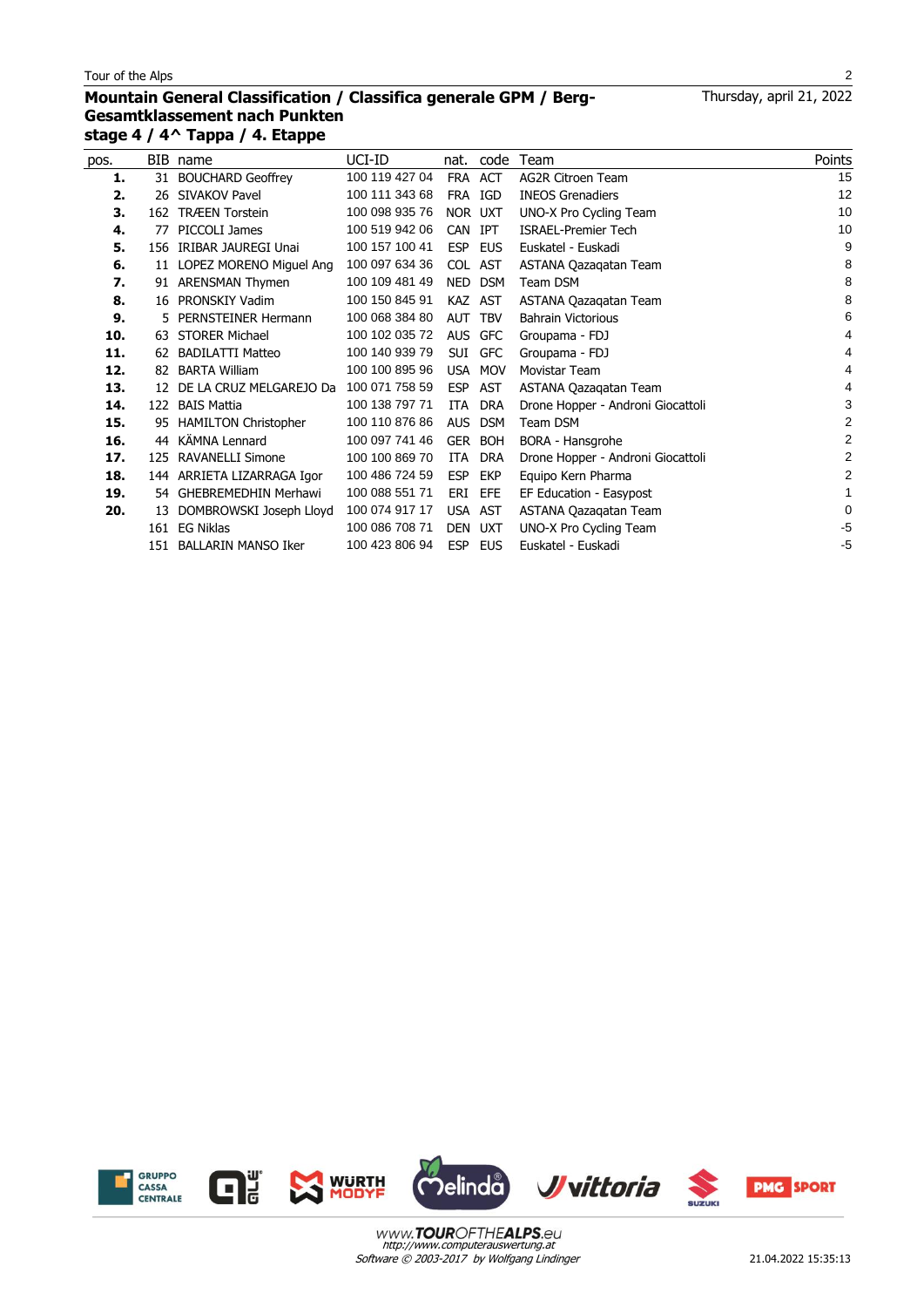Tour of the Alps

## Mountain General Classification / Classifica generale GPM / Berg-Gesamtklassement nach Punkten

### stage 4 / 4^ Tappa / 4. Etappe

Thursday, april 21, 2022

| pos. | BIB | name | UCI-ID | nat. | code | Team | Points |
|---|---|---|---|---|---|---|---|
| **1.** | 31 | BOUCHARD Geoffrey | 100 119 427 04 | FRA | ACT | AG2R Citroen Team | 15 |
| **2.** | 26 | SIVAKOV Pavel | 100 111 343 68 | FRA | IGD | INEOS Grenadiers | 12 |
| **3.** | 162 | TRÆEN Torstein | 100 098 935 76 | NOR | UXT | UNO-X Pro Cycling Team | 10 |
| **4.** | 77 | PICCOLI James | 100 519 942 06 | CAN | IPT | ISRAEL-Premier Tech | 10 |
| **5.** | 156 | IRIBAR JAUREGI Unai | 100 157 100 41 | ESP | EUS | Euskatel - Euskadi | 9 |
| **6.** | 11 | LOPEZ MORENO Miguel Ang | 100 097 634 36 | COL | AST | ASTANA Qazaqatan Team | 8 |
| **7.** | 91 | ARENSMAN Thymen | 100 109 481 49 | NED | DSM | Team DSM | 8 |
| **8.** | 16 | PRONSKIY Vadim | 100 150 845 91 | KAZ | AST | ASTANA Qazaqatan Team | 8 |
| **9.** | 5 | PERNSTEINER Hermann | 100 068 384 80 | AUT | TBV | Bahrain Victorious | 6 |
| **10.** | 63 | STORER Michael | 100 102 035 72 | AUS | GFC | Groupama - FDJ | 4 |
| **11.** | 62 | BADILATTI Matteo | 100 140 939 79 | SUI | GFC | Groupama - FDJ | 4 |
| **12.** | 82 | BARTA William | 100 100 895 96 | USA | MOV | Movistar Team | 4 |
| **13.** | 12 | DE LA CRUZ MELGAREJO Da | 100 071 758 59 | ESP | AST | ASTANA Qazaqatan Team | 4 |
| **14.** | 122 | BAIS Mattia | 100 138 797 71 | ITA | DRA | Drone Hopper - Androni Giocattoli | 3 |
| **15.** | 95 | HAMILTON Christopher | 100 110 876 86 | AUS | DSM | Team DSM | 2 |
| **16.** | 44 | KÄMNA Lennard | 100 097 741 46 | GER | BOH | BORA - Hansgrohe | 2 |
| **17.** | 125 | RAVANELLI Simone | 100 100 869 70 | ITA | DRA | Drone Hopper - Androni Giocattoli | 2 |
| **18.** | 144 | ARRIETA LIZARRAGA Igor | 100 486 724 59 | ESP | EKP | Equipo Kern Pharma | 2 |
| **19.** | 54 | GHEBREMEDHIN Merhawi | 100 088 551 71 | ERI | EFE | EF Education - Easypost | 1 |
| **20.** | 13 | DOMBROWSKI Joseph Lloyd | 100 074 917 17 | USA | AST | ASTANA Qazaqatan Team | 0 |
| | 161 | EG Niklas | 100 086 708 71 | DEN | UXT | UNO-X Pro Cycling Team | -5 |
| | 151 | BALLARIN MANSO Iker | 100 423 806 94 | ESP | EUS | Euskatel - Euskadi | -5 |

www.TOUROFTHEALPS.eu
*http://www.computerauswertung.at*
*Software © 2003-2017 by Wolfgang Lindinger*

21.04.2022 15:35:13